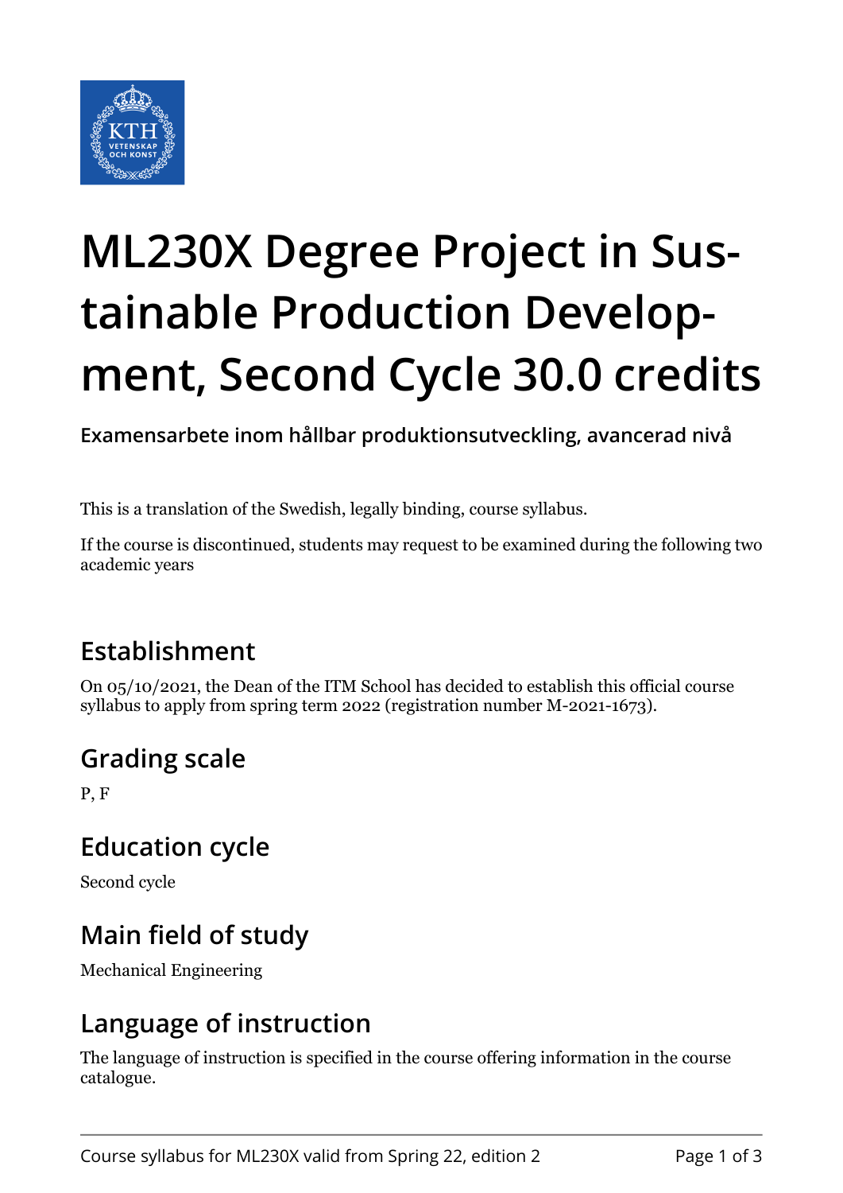# ML230X Degree Project in Sustainable Production Development, Second Cycle 30.0 credits

**Examensarbete inom hållbar produktionsutveckling, avancerad nivå**

This is a translation of the Swedish, legally binding, course syllabus.

If the course is discontinued, students may request to be examined during the following two academic years

## Establishment

On 05/10/2021, the Dean of the ITM School has decided to establish this official course syllabus to apply from spring term 2022 (registration number M-2021-1673).

## Grading scale

P, F

## Education cycle

Second cycle

## Main field of study

Mechanical Engineering

## Language of instruction

The language of instruction is specified in the course offering information in the course catalogue.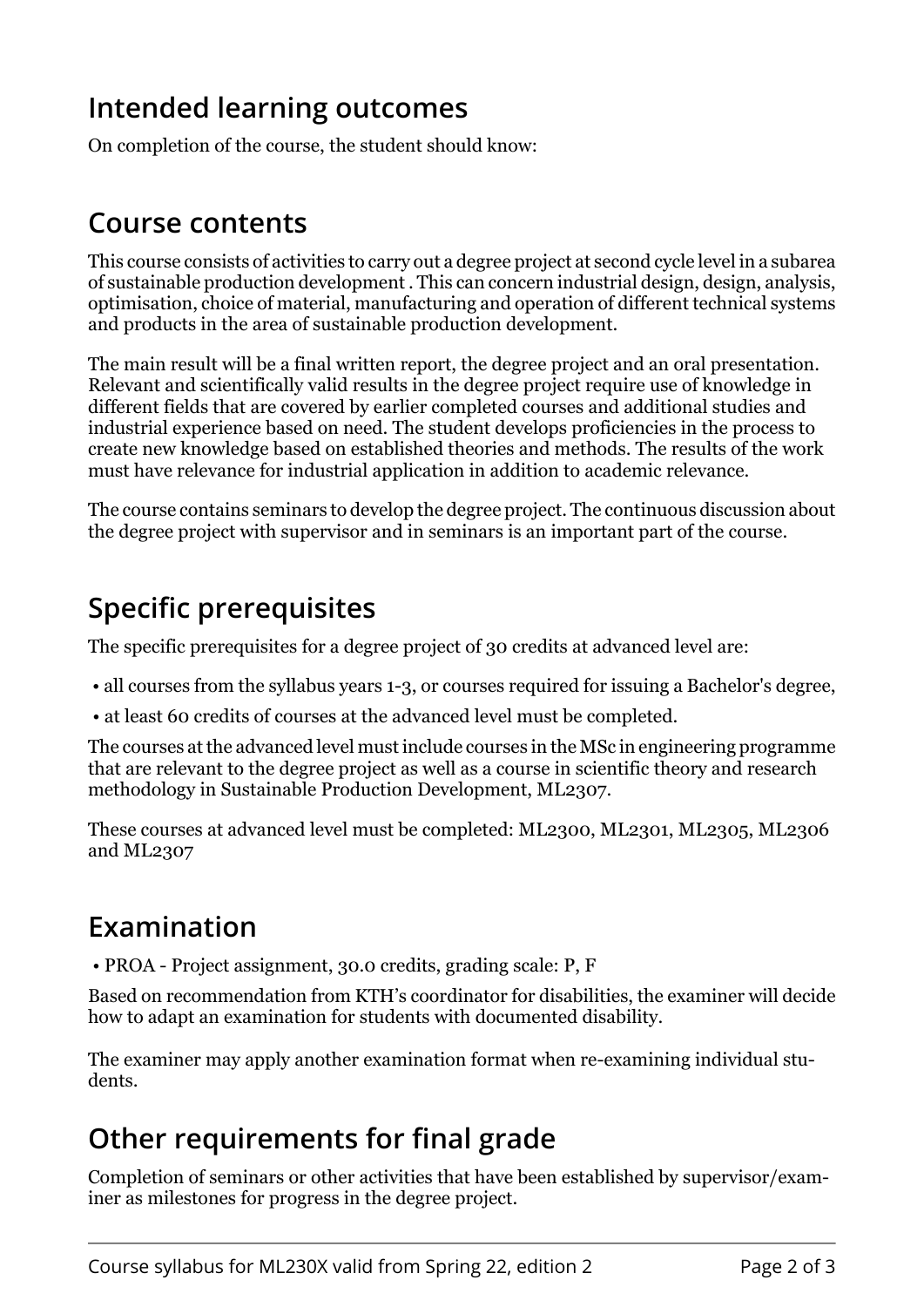## Intended learning outcomes

On completion of the course, the student should know:

## Course contents

This course consists of activities to carry out a degree project at second cycle level in a subarea of sustainable production development . This can concern industrial design, design, analysis, optimisation, choice of material, manufacturing and operation of different technical systems and products in the area of sustainable production development.

The main result will be a final written report, the degree project and an oral presentation. Relevant and scientifically valid results in the degree project require use of knowledge in different fields that are covered by earlier completed courses and additional studies and industrial experience based on need. The student develops proficiencies in the process to create new knowledge based on established theories and methods. The results of the work must have relevance for industrial application in addition to academic relevance.

The course contains seminars to develop the degree project. The continuous discussion about the degree project with supervisor and in seminars is an important part of the course.

## Specific prerequisites

The specific prerequisites for a degree project of 30 credits at advanced level are:

- all courses from the syllabus years 1-3, or courses required for issuing a Bachelor's degree,
- at least 60 credits of courses at the advanced level must be completed.

The courses at the advanced level must include courses in the MSc in engineering programme that are relevant to the degree project as well as a course in scientific theory and research methodology in Sustainable Production Development, ML2307.

These courses at advanced level must be completed: ML2300, ML2301, ML2305, ML2306 and ML2307

## Examination

- PROA - Project assignment, 30.0 credits, grading scale: P, F

Based on recommendation from KTH's coordinator for disabilities, the examiner will decide how to adapt an examination for students with documented disability.

The examiner may apply another examination format when re-examining individual students.

## Other requirements for final grade

Completion of seminars or other activities that have been established by supervisor/examiner as milestones for progress in the degree project.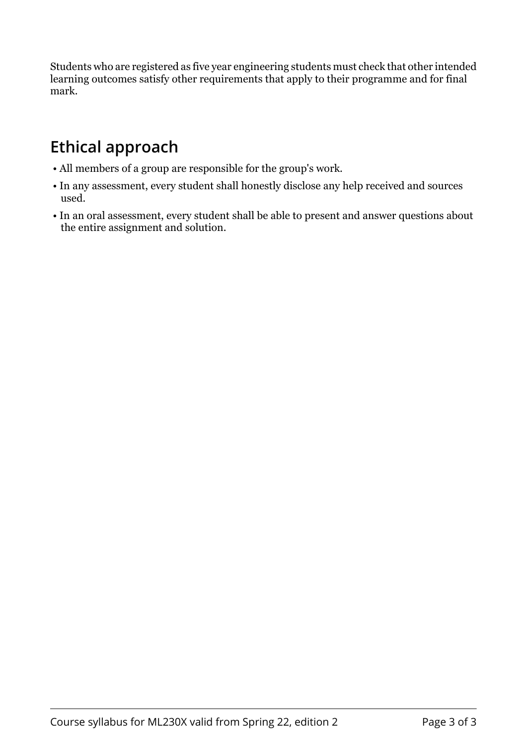Students who are registered as five year engineering students must check that other intended learning outcomes satisfy other requirements that apply to their programme and for final mark.

## Ethical approach

- All members of a group are responsible for the group's work.
- In any assessment, every student shall honestly disclose any help received and sources used.
- In an oral assessment, every student shall be able to present and answer questions about the entire assignment and solution.